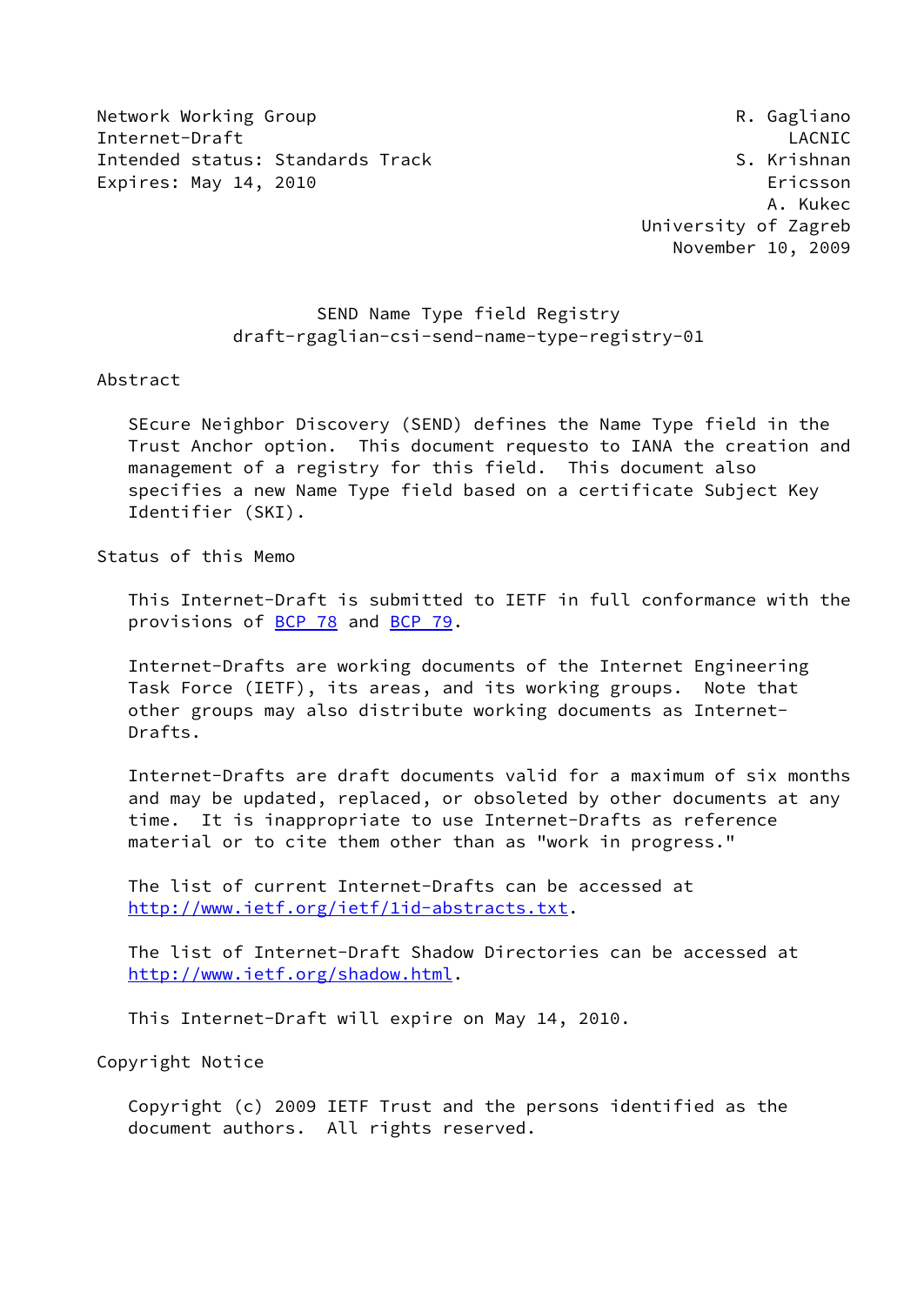Network Working Group R. Gagliano
Internet-Draft LACNIC
Intended status: Standards Track S. Krishnan
Expires: May 14, 2010 Ericsson
A. Kukec
University of Zagreb
November 10, 2009

# SEND Name Type field Registry
## draft-rgaglian-csi-send-name-type-registry-01

### Abstract

SEcure Neighbor Discovery (SEND) defines the Name Type field in the Trust Anchor option. This document requesto to IANA the creation and management of a registry for this field. This document also specifies a new Name Type field based on a certificate Subject Key Identifier (SKI).

### Status of this Memo

This Internet-Draft is submitted to IETF in full conformance with the provisions of BCP 78 and BCP 79.

Internet-Drafts are working documents of the Internet Engineering Task Force (IETF), its areas, and its working groups. Note that other groups may also distribute working documents as Internet-Drafts.

Internet-Drafts are draft documents valid for a maximum of six months and may be updated, replaced, or obsoleted by other documents at any time. It is inappropriate to use Internet-Drafts as reference material or to cite them other than as "work in progress."

The list of current Internet-Drafts can be accessed at http://www.ietf.org/ietf/1id-abstracts.txt.

The list of Internet-Draft Shadow Directories can be accessed at http://www.ietf.org/shadow.html.

This Internet-Draft will expire on May 14, 2010.

### Copyright Notice

Copyright (c) 2009 IETF Trust and the persons identified as the document authors. All rights reserved.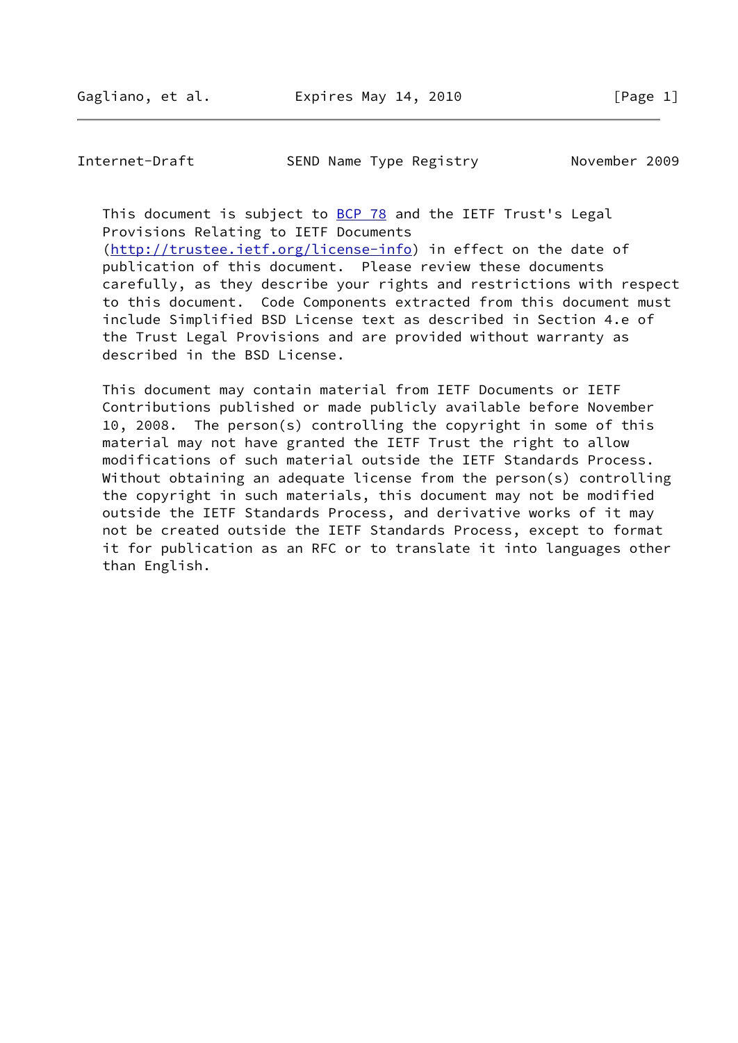This document is subject to BCP 78 and the IETF Trust's Legal Provisions Relating to IETF Documents (http://trustee.ietf.org/license-info) in effect on the date of publication of this document. Please review these documents carefully, as they describe your rights and restrictions with respect to this document. Code Components extracted from this document must include Simplified BSD License text as described in Section 4.e of the Trust Legal Provisions and are provided without warranty as described in the BSD License.

This document may contain material from IETF Documents or IETF Contributions published or made publicly available before November 10, 2008. The person(s) controlling the copyright in some of this material may not have granted the IETF Trust the right to allow modifications of such material outside the IETF Standards Process. Without obtaining an adequate license from the person(s) controlling the copyright in such materials, this document may not be modified outside the IETF Standards Process, and derivative works of it may not be created outside the IETF Standards Process, except to format it for publication as an RFC or to translate it into languages other than English.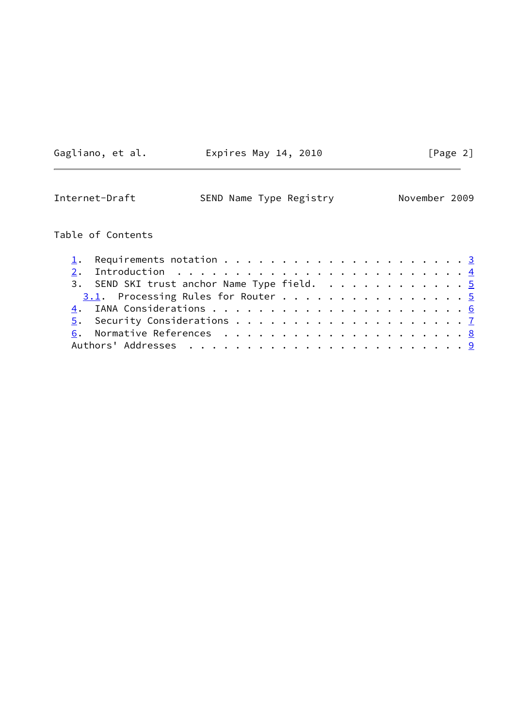Table of Contents

   1.  Requirements notation . . . . . . . . . . . . . . . . . . . . . . 3
   2.  Introduction  . . . . . . . . . . . . . . . . . . . . . . . . . . 4
   3.  SEND SKI trust anchor Name Type field.  . . . . . . . . . . . . . 5
     3.1.  Processing Rules for Router . . . . . . . . . . . . . . . . . 5
   4.  IANA Considerations . . . . . . . . . . . . . . . . . . . . . . . 6
   5.  Security Considerations . . . . . . . . . . . . . . . . . . . . . 7
   6.  Normative References  . . . . . . . . . . . . . . . . . . . . . . 8
   Authors' Addresses  . . . . . . . . . . . . . . . . . . . . . . . . . 9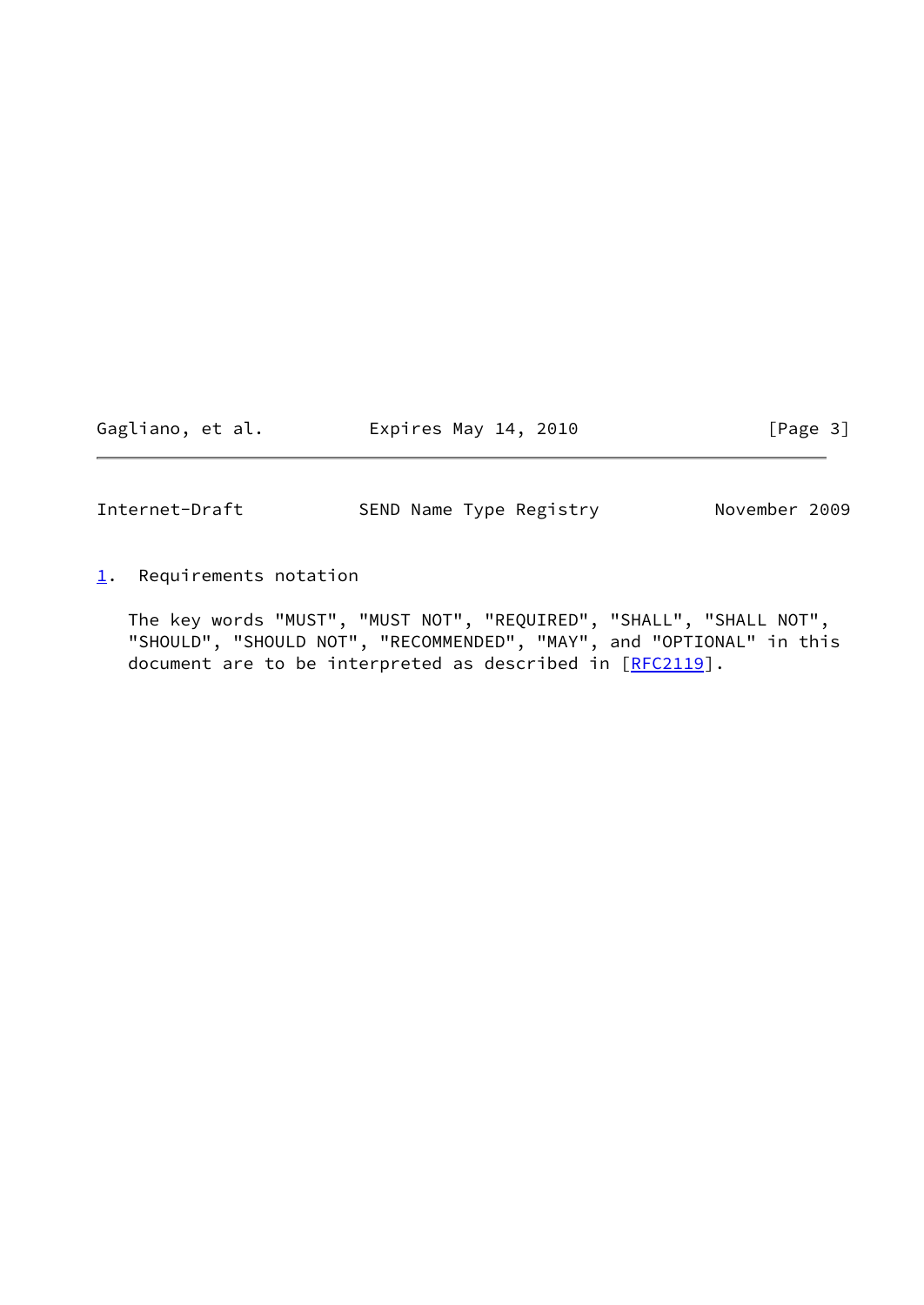## 1. Requirements notation

The key words "MUST", "MUST NOT", "REQUIRED", "SHALL", "SHALL NOT", "SHOULD", "SHOULD NOT", "RECOMMENDED", "MAY", and "OPTIONAL" in this document are to be interpreted as described in [RFC2119].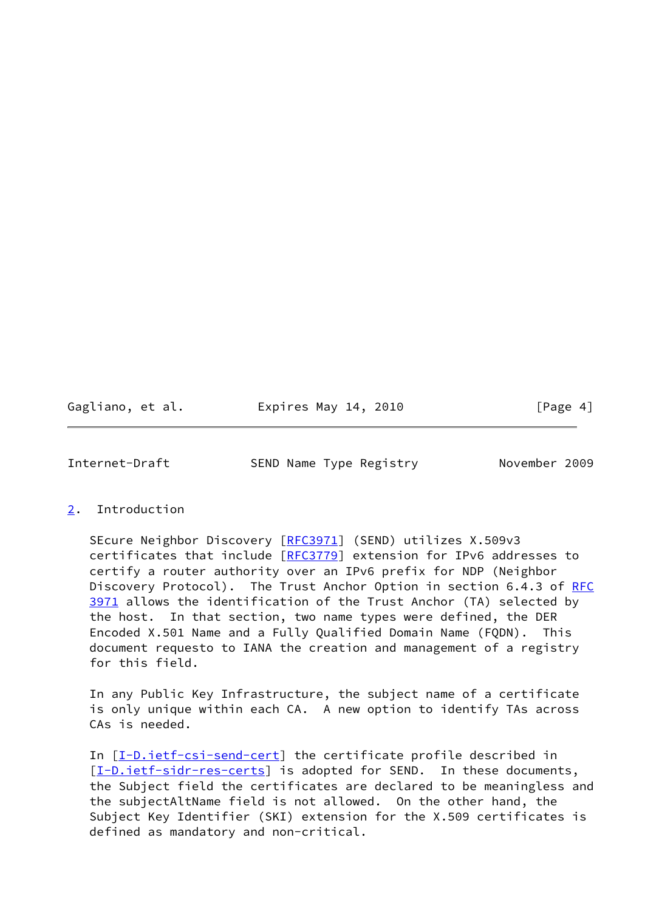## 2. Introduction

SEcure Neighbor Discovery [RFC3971] (SEND) utilizes X.509v3 certificates that include [RFC3779] extension for IPv6 addresses to certify a router authority over an IPv6 prefix for NDP (Neighbor Discovery Protocol). The Trust Anchor Option in section 6.4.3 of RFC 3971 allows the identification of the Trust Anchor (TA) selected by the host. In that section, two name types were defined, the DER Encoded X.501 Name and a Fully Qualified Domain Name (FQDN). This document requesto to IANA the creation and management of a registry for this field.

In any Public Key Infrastructure, the subject name of a certificate is only unique within each CA. A new option to identify TAs across CAs is needed.

In [I-D.ietf-csi-send-cert] the certificate profile described in [I-D.ietf-sidr-res-certs] is adopted for SEND. In these documents, the Subject field the certificates are declared to be meaningless and the subjectAltName field is not allowed. On the other hand, the Subject Key Identifier (SKI) extension for the X.509 certificates is defined as mandatory and non-critical.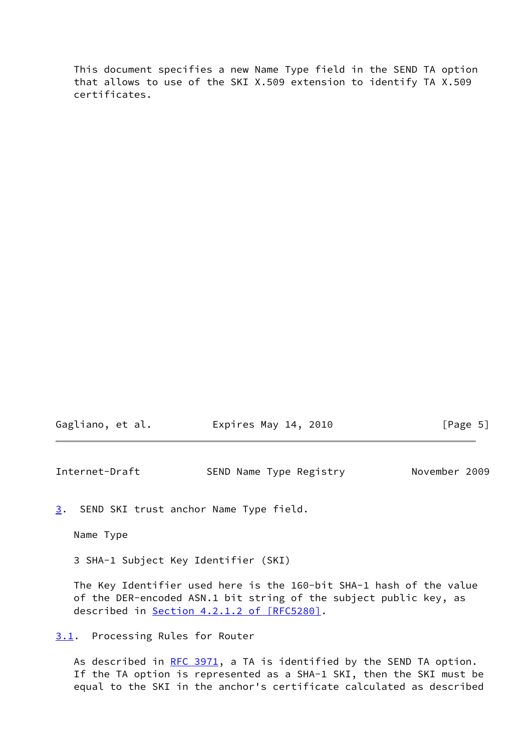This document specifies a new Name Type field in the SEND TA option that allows to use of the SKI X.509 extension to identify TA X.509 certificates.

## 3. SEND SKI trust anchor Name Type field.

Name Type

3 SHA-1 Subject Key Identifier (SKI)

The Key Identifier used here is the 160-bit SHA-1 hash of the value of the DER-encoded ASN.1 bit string of the subject public key, as described in Section 4.2.1.2 of [RFC5280].

### 3.1. Processing Rules for Router

As described in RFC 3971, a TA is identified by the SEND TA option. If the TA option is represented as a SHA-1 SKI, then the SKI must be equal to the SKI in the anchor's certificate calculated as described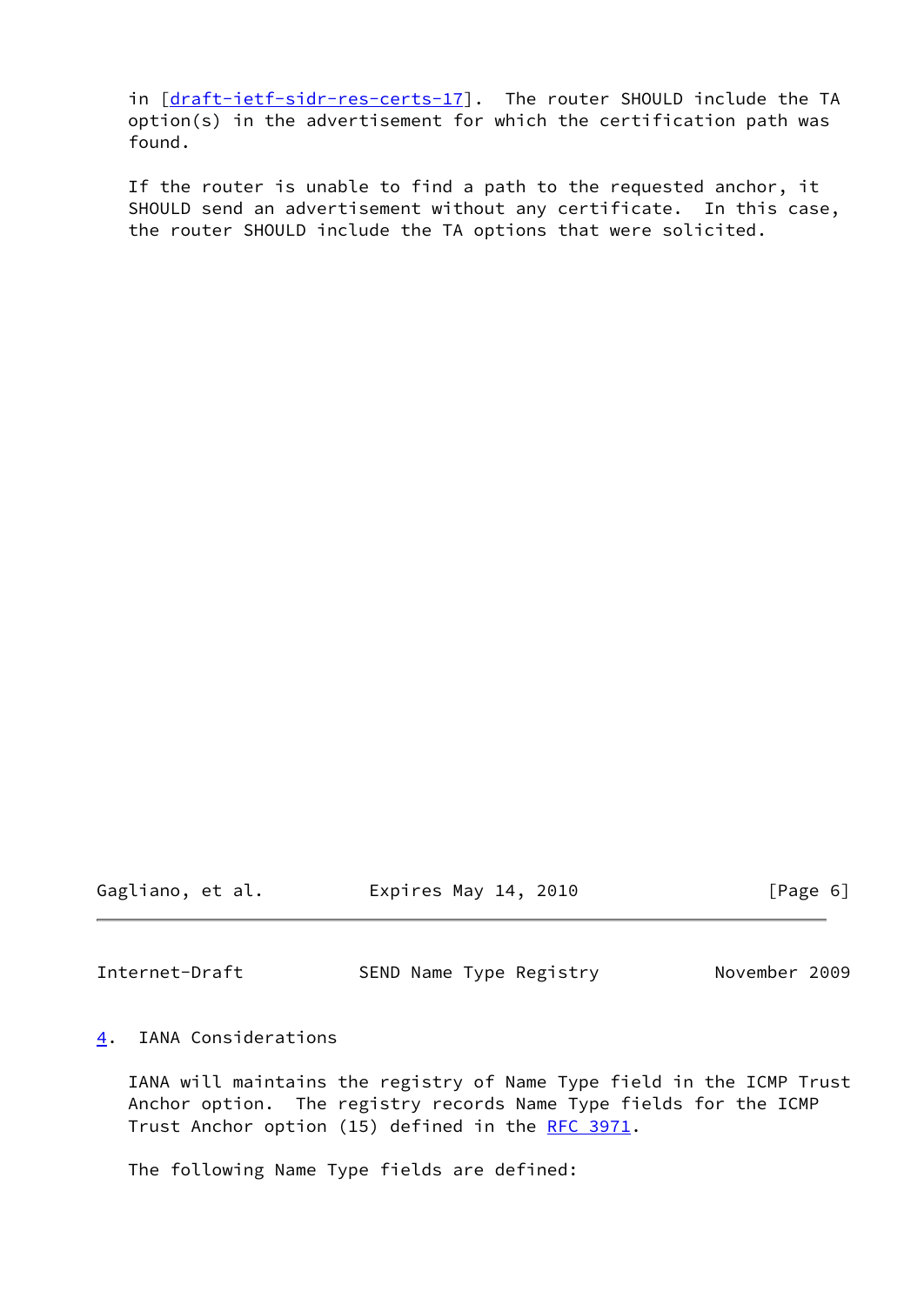in [draft-ietf-sidr-res-certs-17]. The router SHOULD include the TA option(s) in the advertisement for which the certification path was found.

If the router is unable to find a path to the requested anchor, it SHOULD send an advertisement without any certificate. In this case, the router SHOULD include the TA options that were solicited.

## 4. IANA Considerations

IANA will maintains the registry of Name Type field in the ICMP Trust Anchor option. The registry records Name Type fields for the ICMP Trust Anchor option (15) defined in the RFC 3971.

The following Name Type fields are defined: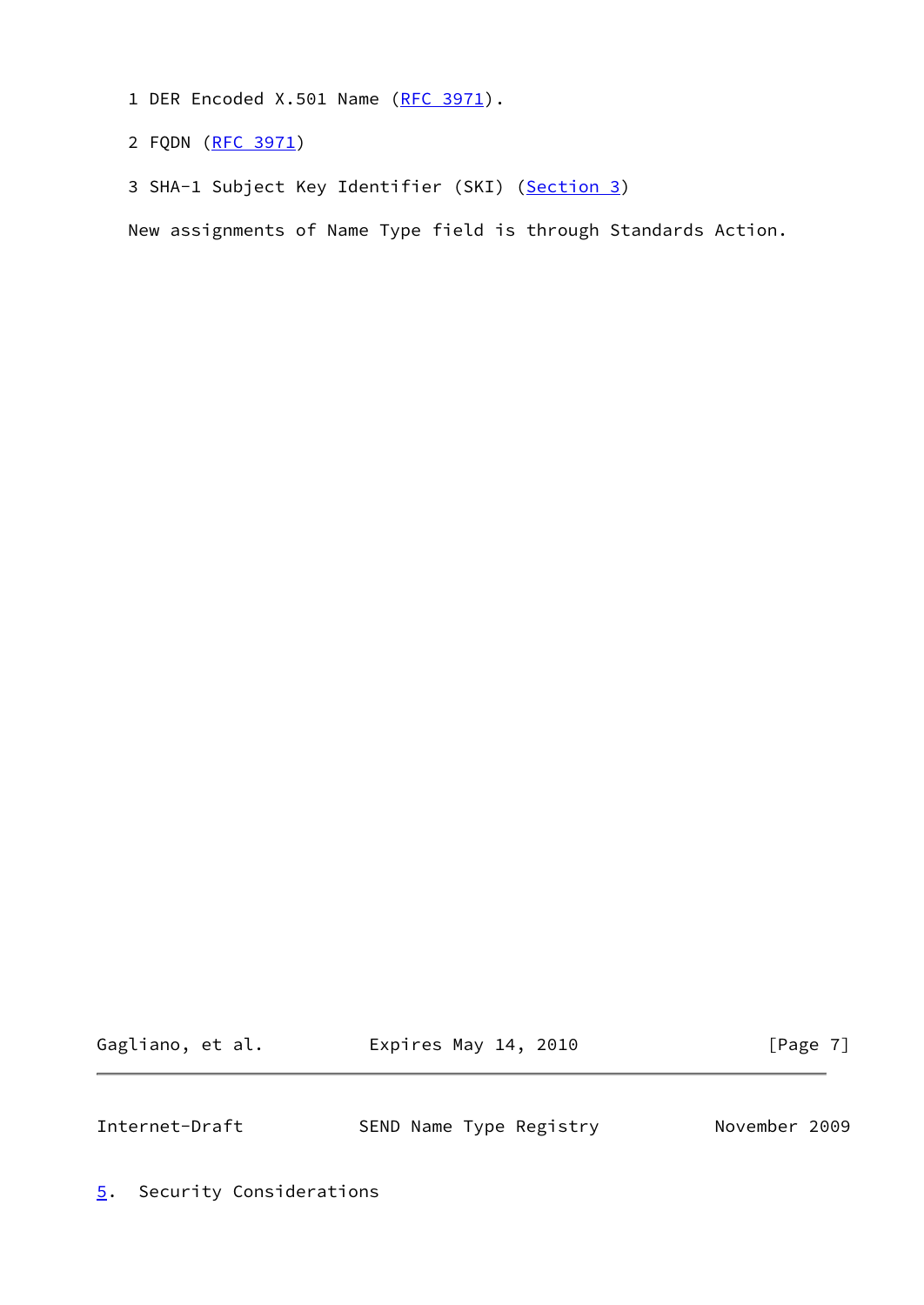1 DER Encoded X.501 Name (RFC 3971).

2 FQDN (RFC 3971)

3 SHA-1 Subject Key Identifier (SKI) (Section 3)

New assignments of Name Type field is through Standards Action.

## 5. Security Considerations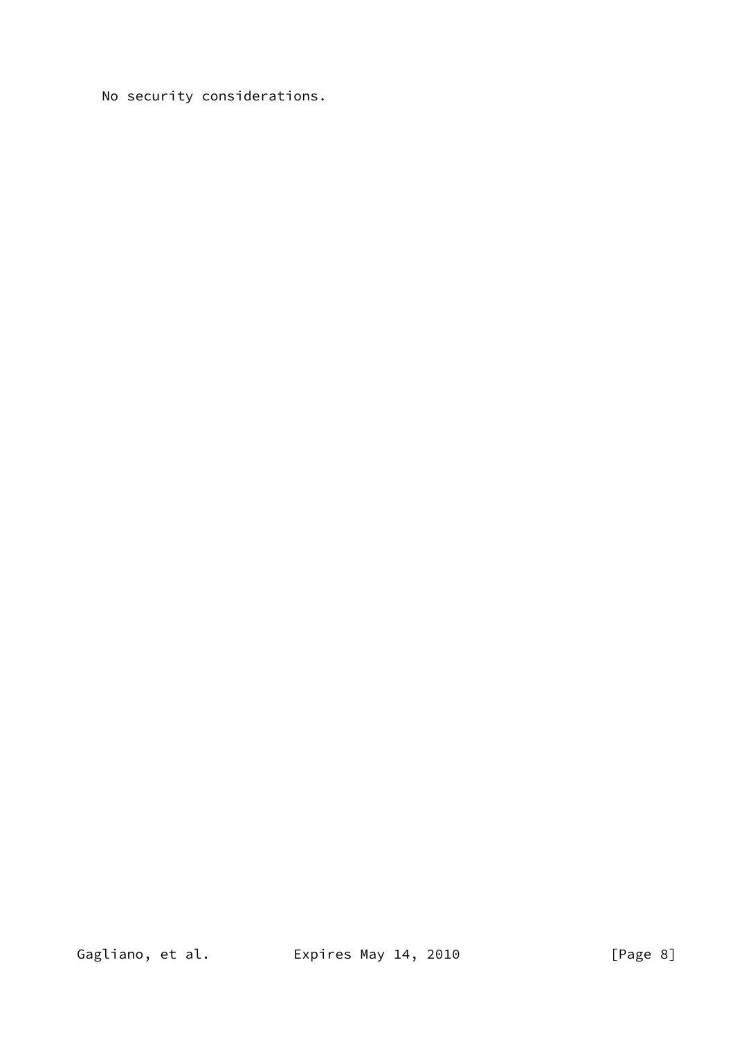No security considerations.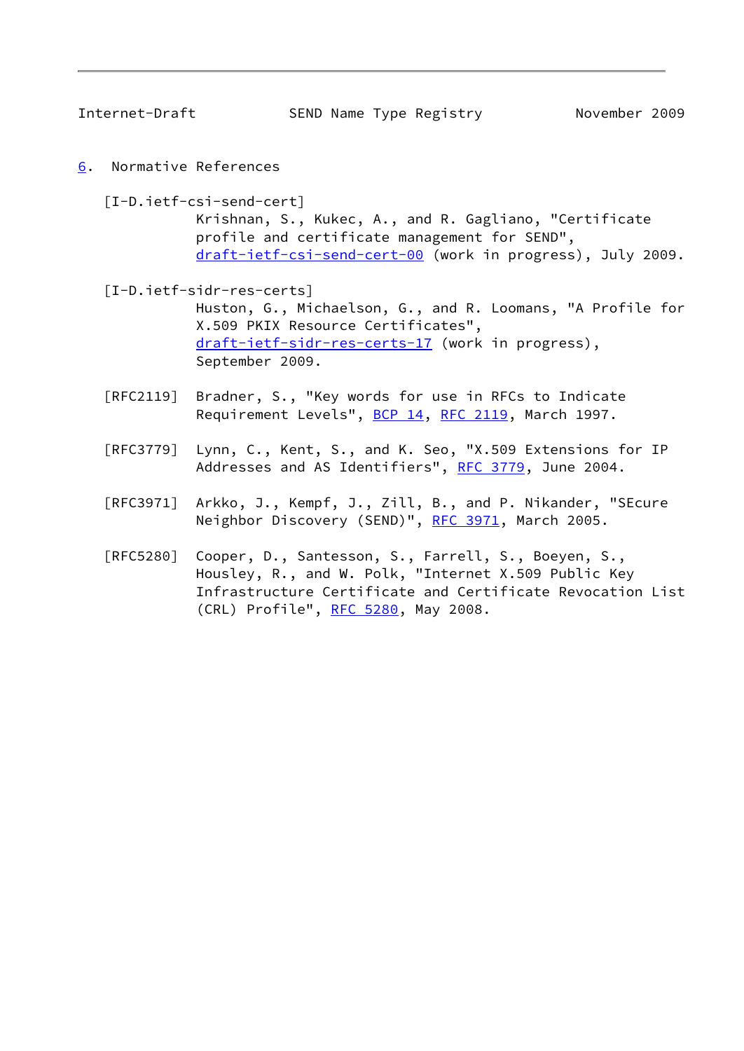## 6. Normative References

[I-D.ietf-csi-send-cert]
Krishnan, S., Kukec, A., and R. Gagliano, "Certificate profile and certificate management for SEND", draft-ietf-csi-send-cert-00 (work in progress), July 2009.

[I-D.ietf-sidr-res-certs]
Huston, G., Michaelson, G., and R. Loomans, "A Profile for X.509 PKIX Resource Certificates", draft-ietf-sidr-res-certs-17 (work in progress), September 2009.

[RFC2119] Bradner, S., "Key words for use in RFCs to Indicate Requirement Levels", BCP 14, RFC 2119, March 1997.

[RFC3779] Lynn, C., Kent, S., and K. Seo, "X.509 Extensions for IP Addresses and AS Identifiers", RFC 3779, June 2004.

[RFC3971] Arkko, J., Kempf, J., Zill, B., and P. Nikander, "SEcure Neighbor Discovery (SEND)", RFC 3971, March 2005.

[RFC5280] Cooper, D., Santesson, S., Farrell, S., Boeyen, S., Housley, R., and W. Polk, "Internet X.509 Public Key Infrastructure Certificate and Certificate Revocation List (CRL) Profile", RFC 5280, May 2008.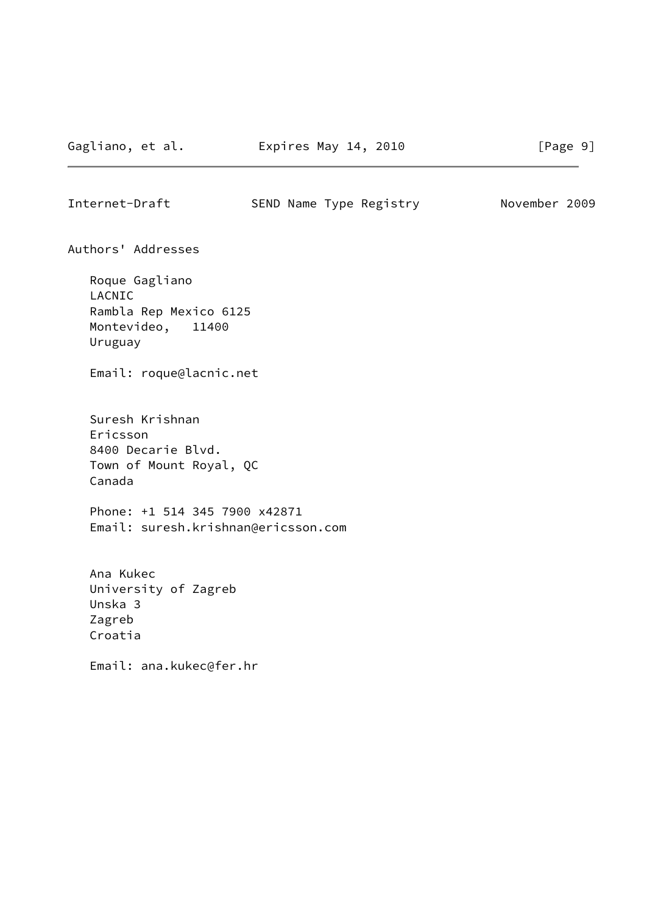## Authors' Addresses

Roque Gagliano
LACNIC
Rambla Rep Mexico 6125
Montevideo, 11400
Uruguay

Email: roque@lacnic.net

Suresh Krishnan
Ericsson
8400 Decarie Blvd.
Town of Mount Royal, QC
Canada

Phone: +1 514 345 7900 x42871
Email: suresh.krishnan@ericsson.com

Ana Kukec
University of Zagreb
Unska 3
Zagreb
Croatia

Email: ana.kukec@fer.hr